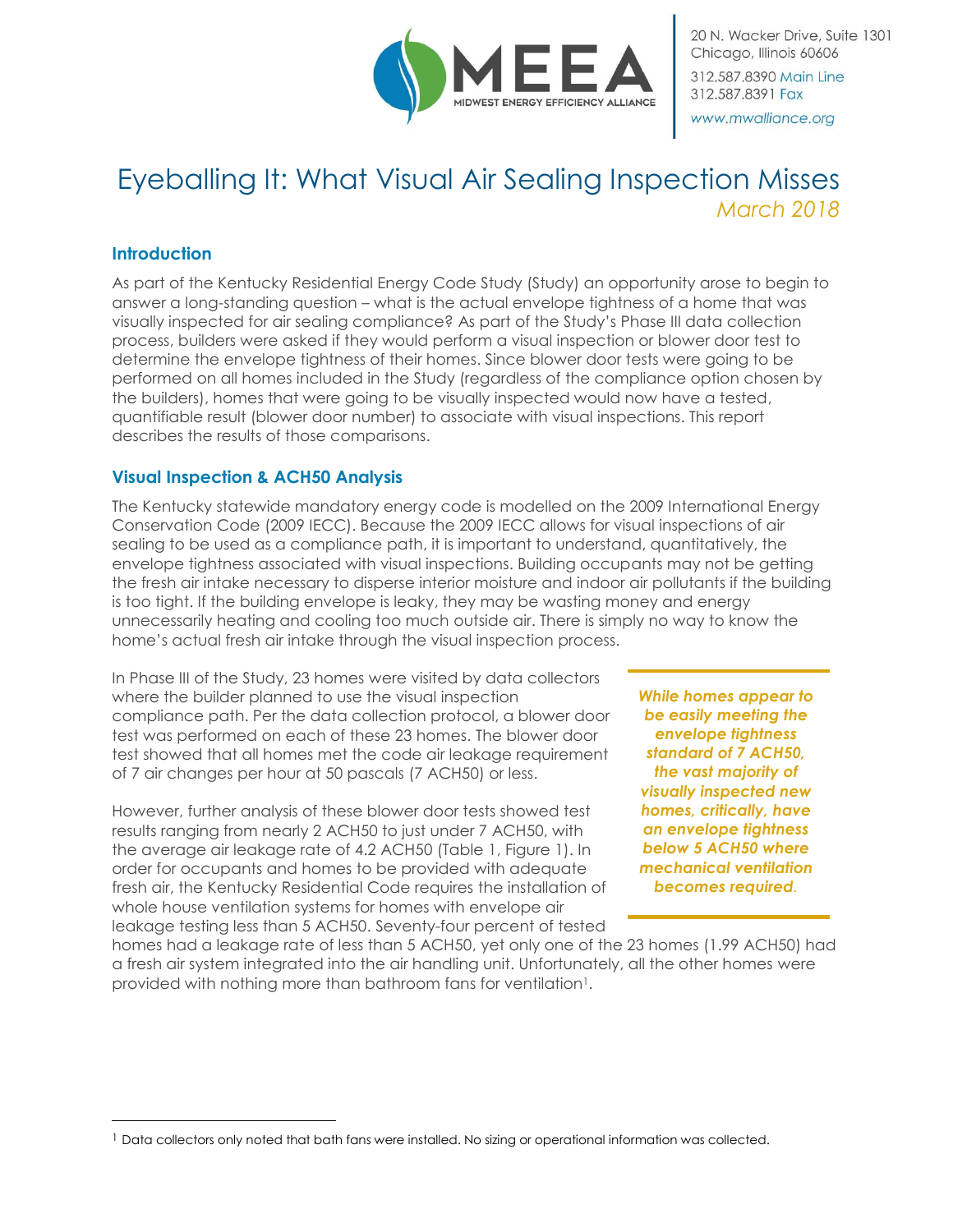MEEA
MIDWEST ENERGY EFFICIENCY ALLIANCE

20 N. Wacker Drive, Suite 1301
Chicago, Illinois 60606
312.587.8390 Main Line
312.587.8391 Fax
www.mwalliance.org

# Eyeballing It: What Visual Air Sealing Inspection Misses

*March 2018*

## Introduction

As part of the Kentucky Residential Energy Code Study (Study) an opportunity arose to begin to answer a long-standing question – what is the actual envelope tightness of a home that was visually inspected for air sealing compliance? As part of the Study's Phase III data collection process, builders were asked if they would perform a visual inspection or blower door test to determine the envelope tightness of their homes. Since blower door tests were going to be performed on all homes included in the Study (regardless of the compliance option chosen by the builders), homes that were going to be visually inspected would now have a tested, quantifiable result (blower door number) to associate with visual inspections. This report describes the results of those comparisons.

## Visual Inspection & ACH50 Analysis

The Kentucky statewide mandatory energy code is modelled on the 2009 International Energy Conservation Code (2009 IECC). Because the 2009 IECC allows for visual inspections of air sealing to be used as a compliance path, it is important to understand, quantitatively, the envelope tightness associated with visual inspections. Building occupants may not be getting the fresh air intake necessary to disperse interior moisture and indoor air pollutants if the building is too tight. If the building envelope is leaky, they may be wasting money and energy unnecessarily heating and cooling too much outside air. There is simply no way to know the home's actual fresh air intake through the visual inspection process.

In Phase III of the Study, 23 homes were visited by data collectors where the builder planned to use the visual inspection compliance path. Per the data collection protocol, a blower door test was performed on each of these 23 homes. The blower door test showed that all homes met the code air leakage requirement of 7 air changes per hour at 50 pascals (7 ACH50) or less.

> ***While homes appear to be easily meeting the envelope tightness standard of 7 ACH50, the vast majority of visually inspected new homes, critically, have an envelope tightness below 5 ACH50 where mechanical ventilation becomes required.***

However, further analysis of these blower door tests showed test results ranging from nearly 2 ACH50 to just under 7 ACH50, with the average air leakage rate of 4.2 ACH50 (Table 1, Figure 1). In order for occupants and homes to be provided with adequate fresh air, the Kentucky Residential Code requires the installation of whole house ventilation systems for homes with envelope air leakage testing less than 5 ACH50. Seventy-four percent of tested homes had a leakage rate of less than 5 ACH50, yet only one of the 23 homes (1.99 ACH50) had a fresh air system integrated into the air handling unit. Unfortunately, all the other homes were provided with nothing more than bathroom fans for ventilation[1].

---

[1] Data collectors only noted that bath fans were installed. No sizing or operational information was collected.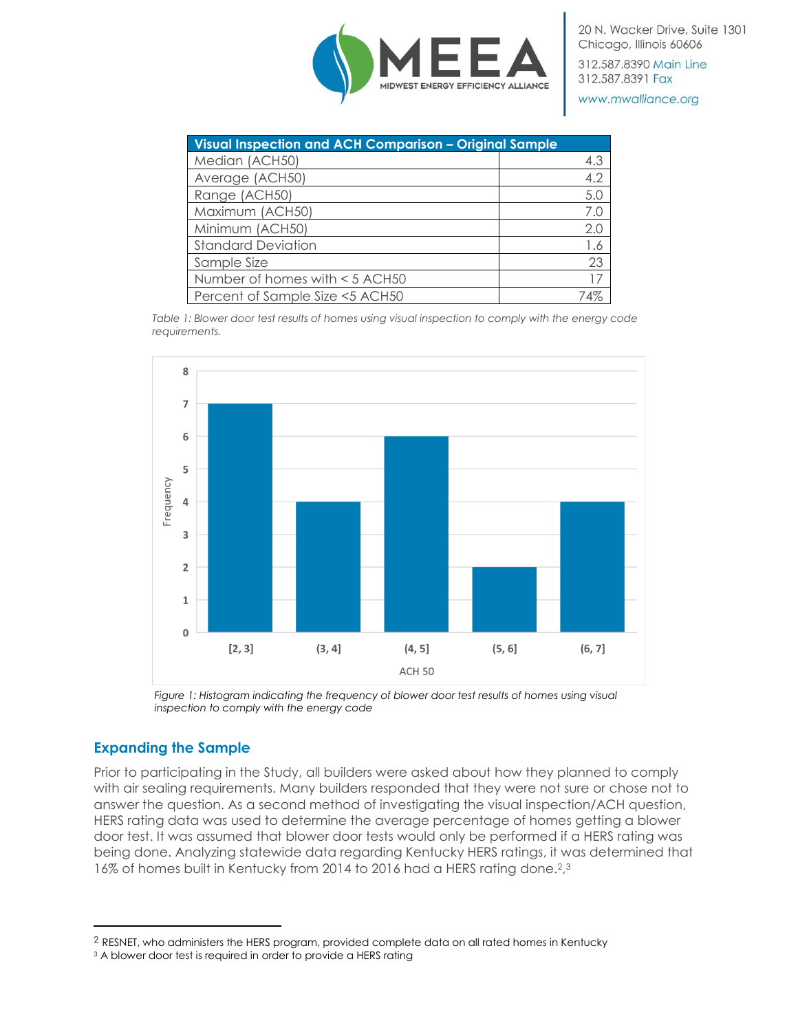| Visual Inspection and ACH Comparison – Original Sample | |
|---|---|
| Median (ACH50) | 4.3 |
| Average (ACH50) | 4.2 |
| Range (ACH50) | 5.0 |
| Maximum (ACH50) | 7.0 |
| Minimum (ACH50) | 2.0 |
| Standard Deviation | 1.6 |
| Sample Size | 23 |
| Number of homes with < 5 ACH50 | 17 |
| Percent of Sample Size <5 ACH50 | 74% |

*Table 1: Blower door test results of homes using visual inspection to comply with the energy code requirements.*

*Figure 1: Histogram indicating the frequency of blower door test results of homes using visual inspection to comply with the energy code*

## Expanding the Sample

Prior to participating in the Study, all builders were asked about how they planned to comply with air sealing requirements. Many builders responded that they were not sure or chose not to answer the question. As a second method of investigating the visual inspection/ACH question, HERS rating data was used to determine the average percentage of homes getting a blower door test. It was assumed that blower door tests would only be performed if a HERS rating was being done. Analyzing statewide data regarding Kentucky HERS ratings, it was determined that 16% of homes built in Kentucky from 2014 to 2016 had a HERS rating done.[2,3]

---

[2] RESNET, who administers the HERS program, provided complete data on all rated homes in Kentucky

[3] A blower door test is required in order to provide a HERS rating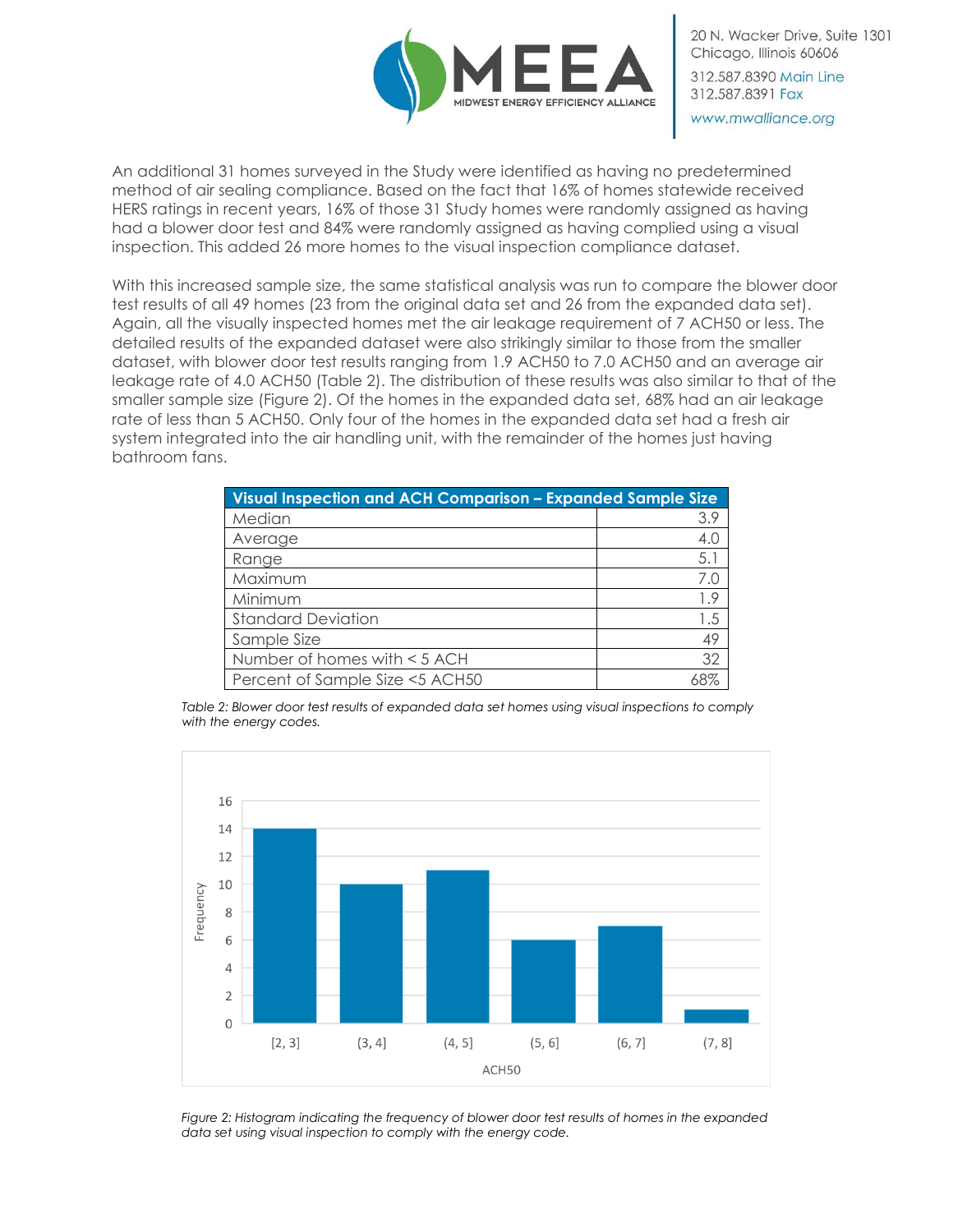An additional 31 homes surveyed in the Study were identified as having no predetermined method of air sealing compliance. Based on the fact that 16% of homes statewide received HERS ratings in recent years, 16% of those 31 Study homes were randomly assigned as having had a blower door test and 84% were randomly assigned as having complied using a visual inspection. This added 26 more homes to the visual inspection compliance dataset.

With this increased sample size, the same statistical analysis was run to compare the blower door test results of all 49 homes (23 from the original data set and 26 from the expanded data set). Again, all the visually inspected homes met the air leakage requirement of 7 ACH50 or less. The detailed results of the expanded dataset were also strikingly similar to those from the smaller dataset, with blower door test results ranging from 1.9 ACH50 to 7.0 ACH50 and an average air leakage rate of 4.0 ACH50 (Table 2). The distribution of these results was also similar to that of the smaller sample size (Figure 2). Of the homes in the expanded data set, 68% had an air leakage rate of less than 5 ACH50. Only four of the homes in the expanded data set had a fresh air system integrated into the air handling unit, with the remainder of the homes just having bathroom fans.

| Visual Inspection and ACH Comparison – Expanded Sample Size | |
|---|---|
| Median | 3.9 |
| Average | 4.0 |
| Range | 5.1 |
| Maximum | 7.0 |
| Minimum | 1.9 |
| Standard Deviation | 1.5 |
| Sample Size | 49 |
| Number of homes with < 5 ACH | 32 |
| Percent of Sample Size <5 ACH50 | 68% |

*Table 2: Blower door test results of expanded data set homes using visual inspections to comply with the energy codes.*

| ACH50 | Frequency |
|---|---|
| [2, 3] | 14 |
| (3, 4] | 10 |
| (4, 5] | 11 |
| (5, 6] | 6 |
| (6, 7] | 7 |
| (7, 8] | 1 |

*Figure 2: Histogram indicating the frequency of blower door test results of homes in the expanded data set using visual inspection to comply with the energy code.*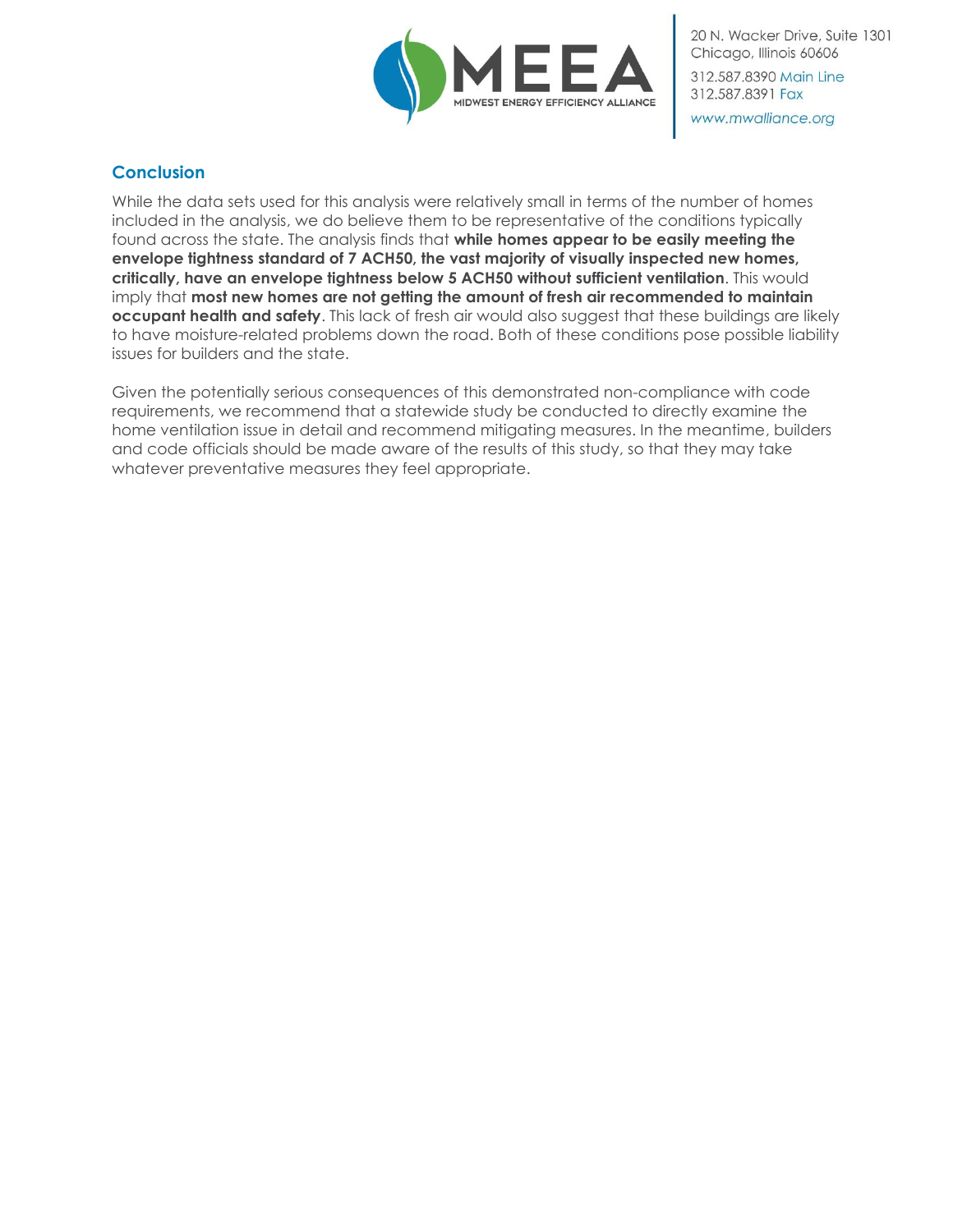## Conclusion

While the data sets used for this analysis were relatively small in terms of the number of homes included in the analysis, we do believe them to be representative of the conditions typically found across the state. The analysis finds that **while homes appear to be easily meeting the envelope tightness standard of 7 ACH50, the vast majority of visually inspected new homes, critically, have an envelope tightness below 5 ACH50 without sufficient ventilation**. This would imply that **most new homes are not getting the amount of fresh air recommended to maintain occupant health and safety**. This lack of fresh air would also suggest that these buildings are likely to have moisture-related problems down the road. Both of these conditions pose possible liability issues for builders and the state.

Given the potentially serious consequences of this demonstrated non-compliance with code requirements, we recommend that a statewide study be conducted to directly examine the home ventilation issue in detail and recommend mitigating measures. In the meantime, builders and code officials should be made aware of the results of this study, so that they may take whatever preventative measures they feel appropriate.